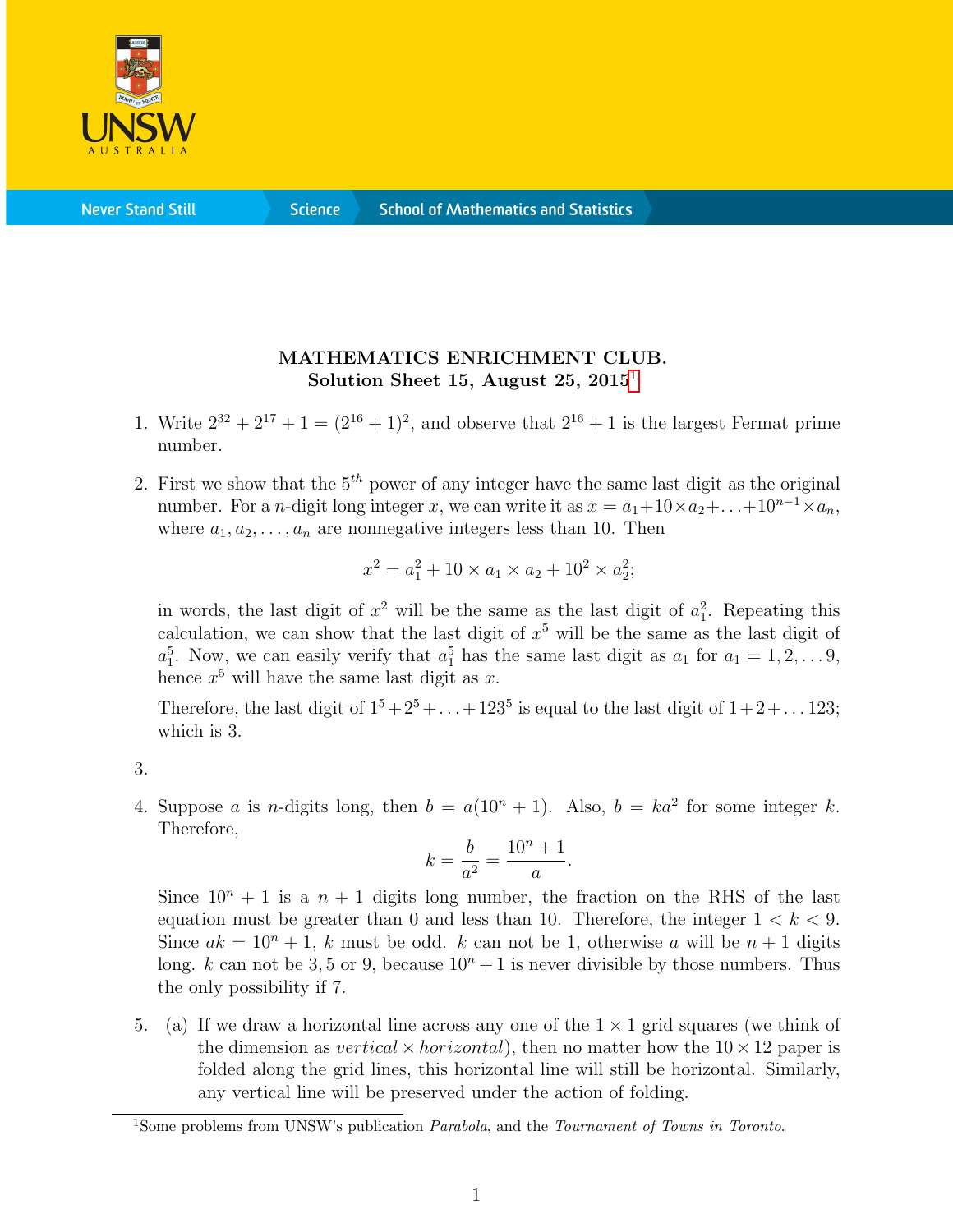**MATHEMATICS ENRICHMENT CLUB.**
**Solution Sheet 15, August 25, 2015**[1]

1. Write $2^{32} + 2^{17} + 1 = (2^{16} + 1)^2$, and observe that $2^{16} + 1$ is the largest Fermat prime number.

2. First we show that the $5^{th}$ power of any integer have the same last digit as the original number. For a $n$-digit long integer $x$, we can write it as $x = a_1 + 10 \times a_2 + \ldots + 10^{n-1} \times a_n$, where $a_1, a_2, \ldots, a_n$ are nonnegative integers less than 10. Then

$$x^2 = a_1^2 + 10 \times a_1 \times a_2 + 10^2 \times a_2^2;$$

in words, the last digit of $x^2$ will be the same as the last digit of $a_1^2$. Repeating this calculation, we can show that the last digit of $x^5$ will be the same as the last digit of $a_1^5$. Now, we can easily verify that $a_1^5$ has the same last digit as $a_1$ for $a_1 = 1, 2, \ldots 9$, hence $x^5$ will have the same last digit as $x$.

Therefore, the last digit of $1^5 + 2^5 + \ldots + 123^5$ is equal to the last digit of $1 + 2 + \ldots 123$; which is 3.

3.

4. Suppose $a$ is $n$-digits long, then $b = a(10^n + 1)$. Also, $b = ka^2$ for some integer $k$. Therefore,

$$k = \frac{b}{a^2} = \frac{10^n + 1}{a}.$$

Since $10^n + 1$ is a $n + 1$ digits long number, the fraction on the RHS of the last equation must be greater than 0 and less than 10. Therefore, the integer $1 < k < 9$. Since $ak = 10^n + 1$, $k$ must be odd. $k$ can not be 1, otherwise $a$ will be $n + 1$ digits long. $k$ can not be $3, 5$ or $9$, because $10^n + 1$ is never divisible by those numbers. Thus the only possibility if 7.

5. (a) If we draw a horizontal line across any one of the $1 \times 1$ grid squares (we think of the dimension as *vertical* $\times$ *horizontal*), then no matter how the $10 \times 12$ paper is folded along the grid lines, this horizontal line will still be horizontal. Similarly, any vertical line will be preserved under the action of folding.

[1] Some problems from UNSW's publication *Parabola*, and the *Tournament of Towns in Toronto*.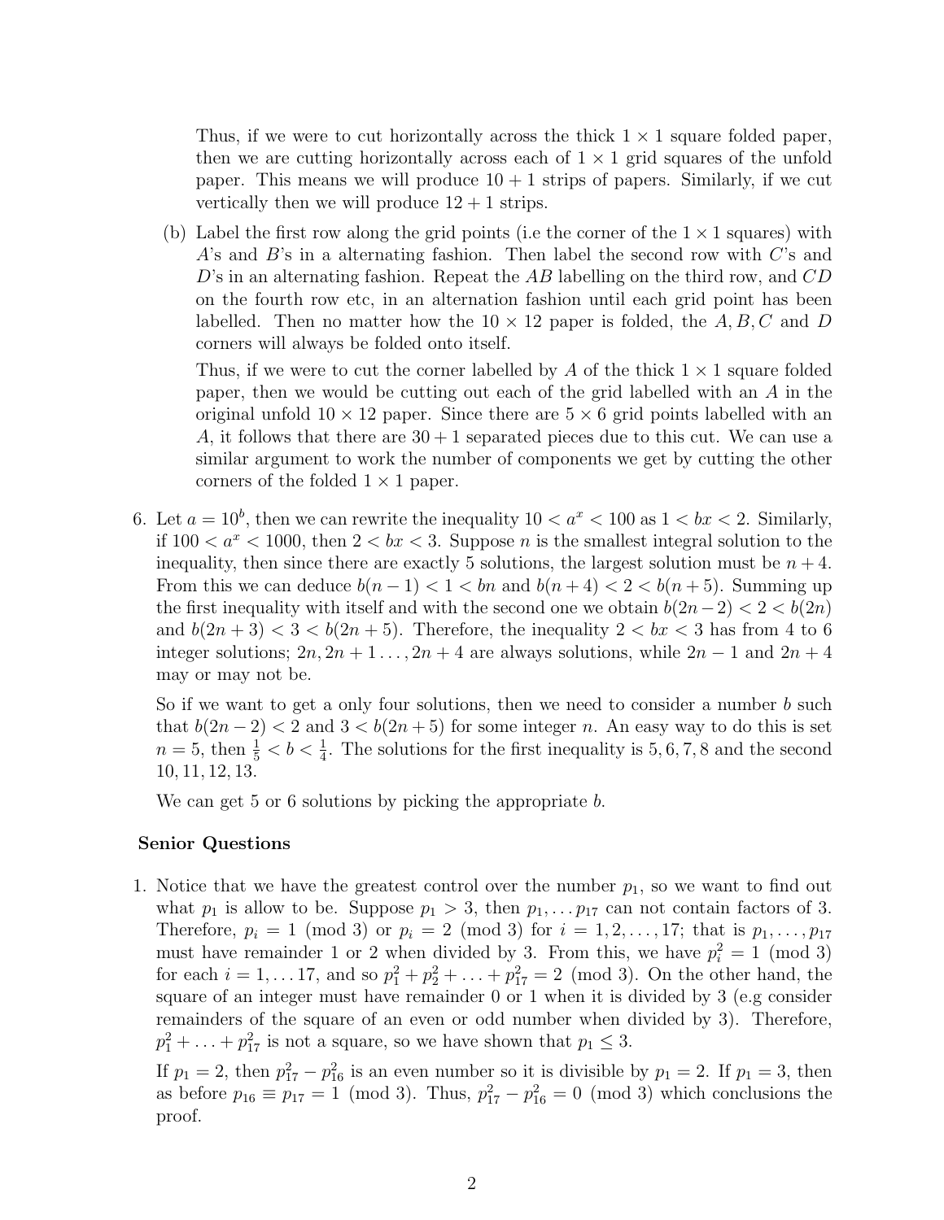Thus, if we were to cut horizontally across the thick $1 \times 1$ square folded paper, then we are cutting horizontally across each of $1 \times 1$ grid squares of the unfold paper. This means we will produce $10 + 1$ strips of papers. Similarly, if we cut vertically then we will produce $12 + 1$ strips.

(b) Label the first row along the grid points (i.e the corner of the $1 \times 1$ squares) with $A$'s and $B$'s in a alternating fashion. Then label the second row with $C$'s and $D$'s in an alternating fashion. Repeat the $AB$ labelling on the third row, and $CD$ on the fourth row etc, in an alternation fashion until each grid point has been labelled. Then no matter how the $10 \times 12$ paper is folded, the $A, B, C$ and $D$ corners will always be folded onto itself.

Thus, if we were to cut the corner labelled by $A$ of the thick $1 \times 1$ square folded paper, then we would be cutting out each of the grid labelled with an $A$ in the original unfold $10 \times 12$ paper. Since there are $5 \times 6$ grid points labelled with an $A$, it follows that there are $30 + 1$ separated pieces due to this cut. We can use a similar argument to work the number of components we get by cutting the other corners of the folded $1 \times 1$ paper.

6. Let $a = 10^b$, then we can rewrite the inequality $10 < a^x < 100$ as $1 < bx < 2$. Similarly, if $100 < a^x < 1000$, then $2 < bx < 3$. Suppose $n$ is the smallest integral solution to the inequality, then since there are exactly 5 solutions, the largest solution must be $n + 4$. From this we can deduce $b(n-1) < 1 < bn$ and $b(n+4) < 2 < b(n+5)$. Summing up the first inequality with itself and with the second one we obtain $b(2n-2) < 2 < b(2n)$ and $b(2n+3) < 3 < b(2n+5)$. Therefore, the inequality $2 < bx < 3$ has from 4 to 6 integer solutions; $2n, 2n+1 \ldots, 2n+4$ are always solutions, while $2n-1$ and $2n+4$ may or may not be.

   So if we want to get a only four solutions, then we need to consider a number $b$ such that $b(2n-2) < 2$ and $3 < b(2n+5)$ for some integer $n$. An easy way to do this is set $n = 5$, then $\frac{1}{5} < b < \frac{1}{4}$. The solutions for the first inequality is $5, 6, 7, 8$ and the second $10, 11, 12, 13$.

   We can get 5 or 6 solutions by picking the appropriate $b$.

## Senior Questions

1. Notice that we have the greatest control over the number $p_1$, so we want to find out what $p_1$ is allow to be. Suppose $p_1 > 3$, then $p_1, \ldots p_{17}$ can not contain factors of 3. Therefore, $p_i = 1 \pmod 3$ or $p_i = 2 \pmod 3$ for $i = 1, 2, \ldots, 17$; that is $p_1, \ldots, p_{17}$ must have remainder 1 or 2 when divided by 3. From this, we have $p_i^2 = 1 \pmod 3$ for each $i = 1, \ldots 17$, and so $p_1^2 + p_2^2 + \ldots + p_{17}^2 = 2 \pmod 3$. On the other hand, the square of an integer must have remainder 0 or 1 when it is divided by 3 (e.g consider remainders of the square of an even or odd number when divided by 3). Therefore, $p_1^2 + \ldots + p_{17}^2$ is not a square, so we have shown that $p_1 \leq 3$.

   If $p_1 = 2$, then $p_{17}^2 - p_{16}^2$ is an even number so it is divisible by $p_1 = 2$. If $p_1 = 3$, then as before $p_{16} \equiv p_{17} = 1 \pmod 3$. Thus, $p_{17}^2 - p_{16}^2 = 0 \pmod 3$ which conclusions the proof.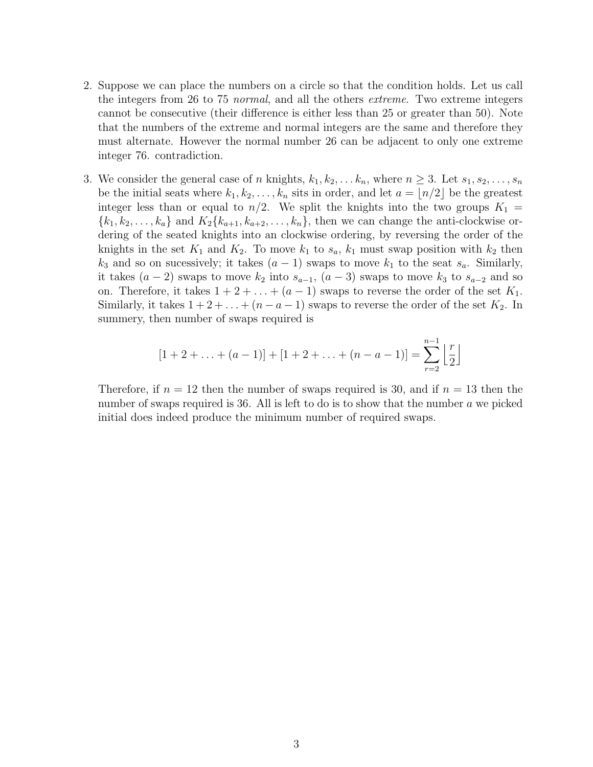2. Suppose we can place the numbers on a circle so that the condition holds. Let us call the integers from 26 to 75 *normal*, and all the others *extreme*. Two extreme integers cannot be consecutive (their difference is either less than 25 or greater than 50). Note that the numbers of the extreme and normal integers are the same and therefore they must alternate. However the normal number 26 can be adjacent to only one extreme integer 76. contradiction.

3. We consider the general case of $n$ knights, $k_1, k_2, \dots k_n$, where $n \geq 3$. Let $s_1, s_2, \dots, s_n$ be the initial seats where $k_1, k_2, \dots, k_n$ sits in order, and let $a = \lfloor n/2 \rfloor$ be the greatest integer less than or equal to $n/2$. We split the knights into the two groups $K_1 = \{k_1, k_2, \dots, k_a\}$ and $K_2\{k_{a+1}, k_{a+2}, \dots, k_n\}$, then we can change the anti-clockwise ordering of the seated knights into an clockwise ordering, by reversing the order of the knights in the set $K_1$ and $K_2$. To move $k_1$ to $s_a$, $k_1$ must swap position with $k_2$ then $k_3$ and so on sucessively; it takes $(a-1)$ swaps to move $k_1$ to the seat $s_a$. Similarly, it takes $(a-2)$ swaps to move $k_2$ into $s_{a-1}$, $(a-3)$ swaps to move $k_3$ to $s_{a-2}$ and so on. Therefore, it takes $1 + 2 + \dots + (a-1)$ swaps to reverse the order of the set $K_1$. Similarly, it takes $1 + 2 + \dots + (n-a-1)$ swaps to reverse the order of the set $K_2$. In summery, then number of swaps required is

$$[1 + 2 + \dots + (a-1)] + [1 + 2 + \dots + (n-a-1)] = \sum_{r=2}^{n-1} \left\lfloor \frac{r}{2} \right\rfloor$$

Therefore, if $n = 12$ then the number of swaps required is 30, and if $n = 13$ then the number of swaps required is 36. All is left to do is to show that the number $a$ we picked initial does indeed produce the minimum number of required swaps.